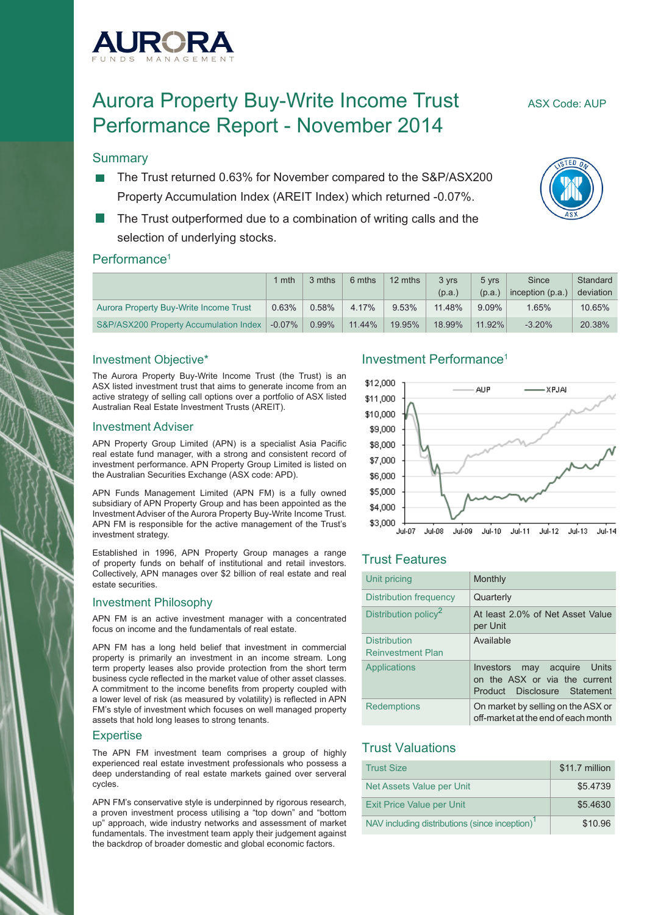# Aurora Property Buy-Write Income Trust Performance Report - November 2014

ASX Code: AUP

## Summary

- The Trust returned 0.63% for November compared to the S&P/ASX200 Property Accumulation Index (AREIT Index) which returned -0.07%.
- The Trust outperformed due to a combination of writing calls and the selection of underlying stocks.

## Performance[1]

| | 1 mth | 3 mths | 6 mths | 12 mths | 3 yrs (p.a.) | 5 yrs (p.a.) | Since inception (p.a.) | Standard deviation |
|---|---|---|---|---|---|---|---|---|
| Aurora Property Buy-Write Income Trust | 0.63% | 0.58% | 4.17% | 9.53% | 11.48% | 9.09% | 1.65% | 10.65% |
| S&P/ASX200 Property Accumulation Index | -0.07% | 0.99% | 11.44% | 19.95% | 18.99% | 11.92% | -3.20% | 20.38% |

## Investment Objective*

The Aurora Property Buy-Write Income Trust (the Trust) is an ASX listed investment trust that aims to generate income from an active strategy of selling call options over a portfolio of ASX listed Australian Real Estate Investment Trusts (AREIT).

## Investment Adviser

APN Property Group Limited (APN) is a specialist Asia Pacific real estate fund manager, with a strong and consistent record of investment performance. APN Property Group Limited is listed on the Australian Securities Exchange (ASX code: APD).

APN Funds Management Limited (APN FM) is a fully owned subsidiary of APN Property Group and has been appointed as the Investment Adviser of the Aurora Property Buy-Write Income Trust. APN FM is responsible for the active management of the Trust's investment strategy.

Established in 1996, APN Property Group manages a range of property funds on behalf of institutional and retail investors. Collectively, APN manages over $2 billion of real estate and real estate securities.

## Investment Philosophy

APN FM is an active investment manager with a concentrated focus on income and the fundamentals of real estate.

APN FM has a long held belief that investment in commercial property is primarily an investment in an income stream. Long term property leases also provide protection from the short term business cycle reflected in the market value of other asset classes. A commitment to the income benefits from property coupled with a lower level of risk (as measured by volatility) is reflected in APN FM's style of investment which focuses on well managed property assets that hold long leases to strong tenants.

## Expertise

The APN FM investment team comprises a group of highly experienced real estate investment professionals who possess a deep understanding of real estate markets gained over serveral cycles.

APN FM's conservative style is underpinned by rigorous research, a proven investment process utilising a "top down" and "bottom up" approach, wide industry networks and assessment of market fundamentals. The investment team apply their judgement against the backdrop of broader domestic and global economic factors.

## Investment Performance[1]

## Trust Features

| | |
|---|---|
| Unit pricing | Monthly |
| Distribution frequency | Quarterly |
| Distribution policy[2] | At least 2.0% of Net Asset Value per Unit |
| Distribution Reinvestment Plan | Available |
| Applications | Investors may acquire Units on the ASX or via the current Product Disclosure Statement |
| Redemptions | On market by selling on the ASX or off-market at the end of each month |

## Trust Valuations

| | |
|---|---|
| Trust Size | $11.7 million |
| Net Assets Value per Unit | $5.4739 |
| Exit Price Value per Unit | $5.4630 |
| NAV including distributions (since inception)[1] | $10.96 |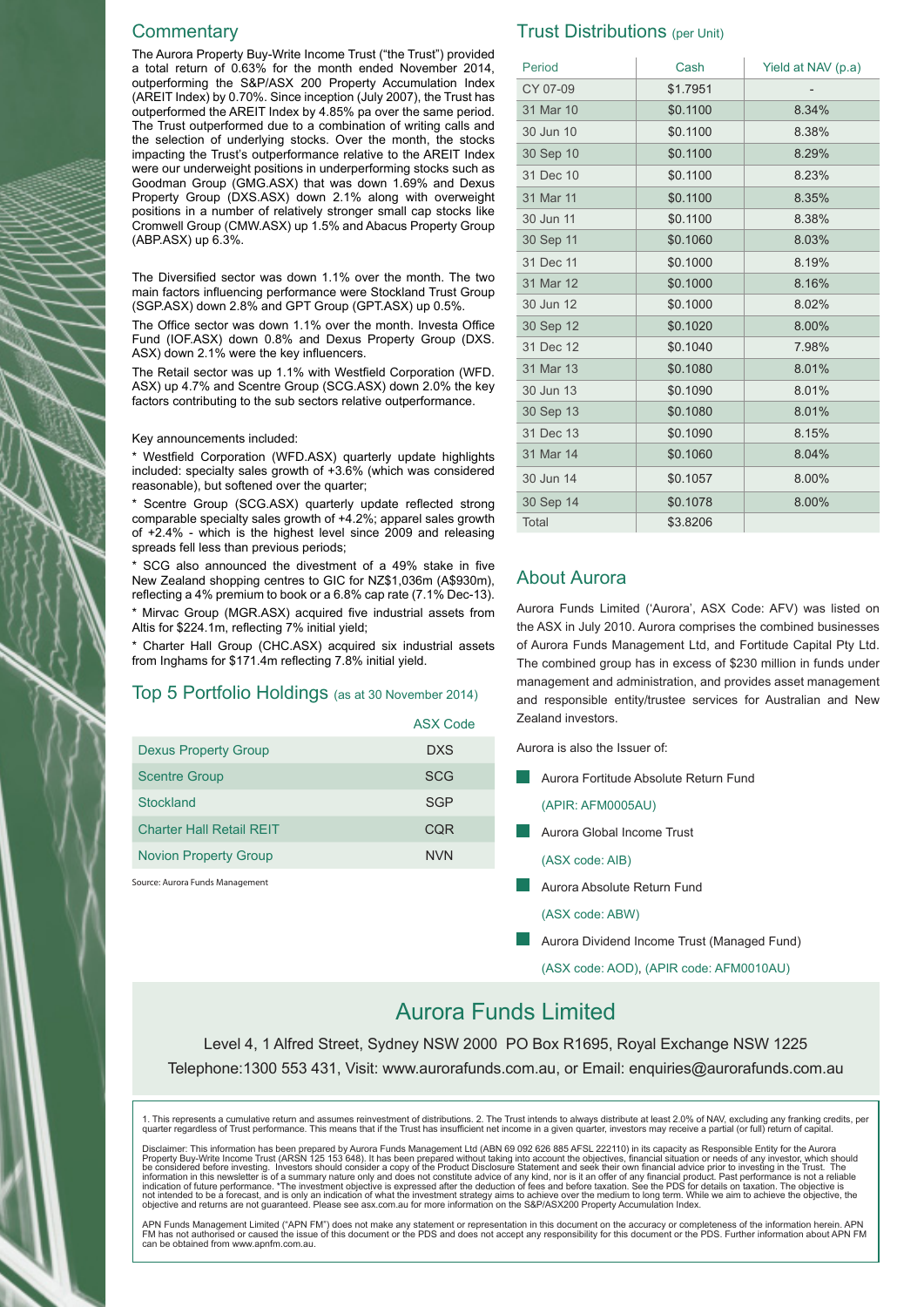## Commentary

The Aurora Property Buy-Write Income Trust ("the Trust") provided a total return of 0.63% for the month ended November 2014, outperforming the S&P/ASX 200 Property Accumulation Index (AREIT Index) by 0.70%. Since inception (July 2007), the Trust has outperformed the AREIT Index by 4.85% pa over the same period. The Trust outperformed due to a combination of writing calls and the selection of underlying stocks. Over the month, the stocks impacting the Trust's outperformance relative to the AREIT Index were our underweight positions in underperforming stocks such as Goodman Group (GMG.ASX) that was down 1.69% and Dexus Property Group (DXS.ASX) down 2.1% along with overweight positions in a number of relatively stronger small cap stocks like Cromwell Group (CMW.ASX) up 1.5% and Abacus Property Group (ABP.ASX) up 6.3%.

The Diversified sector was down 1.1% over the month. The two main factors influencing performance were Stockland Trust Group (SGP.ASX) down 2.8% and GPT Group (GPT.ASX) up 0.5%.

The Office sector was down 1.1% over the month. Investa Office Fund (IOF.ASX) down 0.8% and Dexus Property Group (DXS. ASX) down 2.1% were the key influencers.

The Retail sector was up 1.1% with Westfield Corporation (WFD. ASX) up 4.7% and Scentre Group (SCG.ASX) down 2.0% the key factors contributing to the sub sectors relative outperformance.

Key announcements included:

* Westfield Corporation (WFD.ASX) quarterly update highlights included: specialty sales growth of +3.6% (which was considered reasonable), but softened over the quarter;

* Scentre Group (SCG.ASX) quarterly update reflected strong comparable specialty sales growth of +4.2%; apparel sales growth of +2.4% - which is the highest level since 2009 and releasing spreads fell less than previous periods;

* SCG also announced the divestment of a 49% stake in five New Zealand shopping centres to GIC for NZ$1,036m (A$930m), reflecting a 4% premium to book or a 6.8% cap rate (7.1% Dec-13).

* Mirvac Group (MGR.ASX) acquired five industrial assets from Altis for $224.1m, reflecting 7% initial yield;

* Charter Hall Group (CHC.ASX) acquired six industrial assets from Inghams for $171.4m reflecting 7.8% initial yield.

## Top 5 Portfolio Holdings (as at 30 November 2014)

| | ASX Code |
|---|---|
| Dexus Property Group | DXS |
| Scentre Group | SCG |
| Stockland | SGP |
| Charter Hall Retail REIT | CQR |
| Novion Property Group | NVN |

Source: Aurora Funds Management

## Trust Distributions (per Unit)

| Period | Cash | Yield at NAV (p.a) |
|---|---|---|
| CY 07-09 | $1.7951 | - |
| 31 Mar 10 | $0.1100 | 8.34% |
| 30 Jun 10 | $0.1100 | 8.38% |
| 30 Sep 10 | $0.1100 | 8.29% |
| 31 Dec 10 | $0.1100 | 8.23% |
| 31 Mar 11 | $0.1100 | 8.35% |
| 30 Jun 11 | $0.1100 | 8.38% |
| 30 Sep 11 | $0.1060 | 8.03% |
| 31 Dec 11 | $0.1000 | 8.19% |
| 31 Mar 12 | $0.1000 | 8.16% |
| 30 Jun 12 | $0.1000 | 8.02% |
| 30 Sep 12 | $0.1020 | 8.00% |
| 31 Dec 12 | $0.1040 | 7.98% |
| 31 Mar 13 | $0.1080 | 8.01% |
| 30 Jun 13 | $0.1090 | 8.01% |
| 30 Sep 13 | $0.1080 | 8.01% |
| 31 Dec 13 | $0.1090 | 8.15% |
| 31 Mar 14 | $0.1060 | 8.04% |
| 30 Jun 14 | $0.1057 | 8.00% |
| 30 Sep 14 | $0.1078 | 8.00% |
| Total | $3.8206 | |

## About Aurora

Aurora Funds Limited ('Aurora', ASX Code: AFV) was listed on the ASX in July 2010. Aurora comprises the combined businesses of Aurora Funds Management Ltd, and Fortitude Capital Pty Ltd. The combined group has in excess of $230 million in funds under management and administration, and provides asset management and responsible entity/trustee services for Australian and New Zealand investors.

Aurora is also the Issuer of:

- Aurora Fortitude Absolute Return Fund
  (APIR: AFM0005AU)
- Aurora Global Income Trust
  (ASX code: AIB)
- Aurora Absolute Return Fund
  (ASX code: ABW)
- Aurora Dividend Income Trust (Managed Fund)
  (ASX code: AOD), (APIR code: AFM0010AU)

## Aurora Funds Limited

Level 4, 1 Alfred Street, Sydney NSW 2000 PO Box R1695, Royal Exchange NSW 1225
Telephone:1300 553 431, Visit: www.aurorafunds.com.au, or Email: enquiries@aurorafunds.com.au

1. This represents a cumulative return and assumes reinvestment of distributions. 2. The Trust intends to always distribute at least 2.0% of NAV, excluding any franking credits, per quarter regardless of Trust performance. This means that if the Trust has insufficient net income in a given quarter, investors may receive a partial (or full) return of capital.

Disclaimer: This information has been prepared by Aurora Funds Management Ltd (ABN 69 092 626 885 AFSL 222110) in its capacity as Responsible Entity for the Aurora Property Buy-Write Income Trust (ARSN 125 153 648). It has been prepared without taking into account the objectives, financial situation or needs of any investor, which should be considered before investing. Investors should consider a copy of the Product Disclosure Statement and seek their own financial advice prior to investing in the Trust. The information in this newsletter is of a summary nature only and does not constitute advice of any kind, nor is it an offer of any financial product. Past performance is not a reliable indication of future performance. *The investment objective is expressed after the deduction of fees and before taxation. See the PDS for details on taxation. The objective is not intended to be a forecast, and is only an indication of what the investment strategy aims to achieve over the medium to long term. While we aim to achieve the objective, the objective and returns are not guaranteed. Please see asx.com.au for more information on the S&P/ASX200 Property Accumulation Index.

APN Funds Management Limited ("APN FM") does not make any statement or representation in this document on the accuracy or completeness of the information herein. APN FM has not authorised or caused the issue of this document or the PDS and does not accept any responsibility for this document or the PDS. Further information about APN FM can be obtained from www.apnfm.com.au.